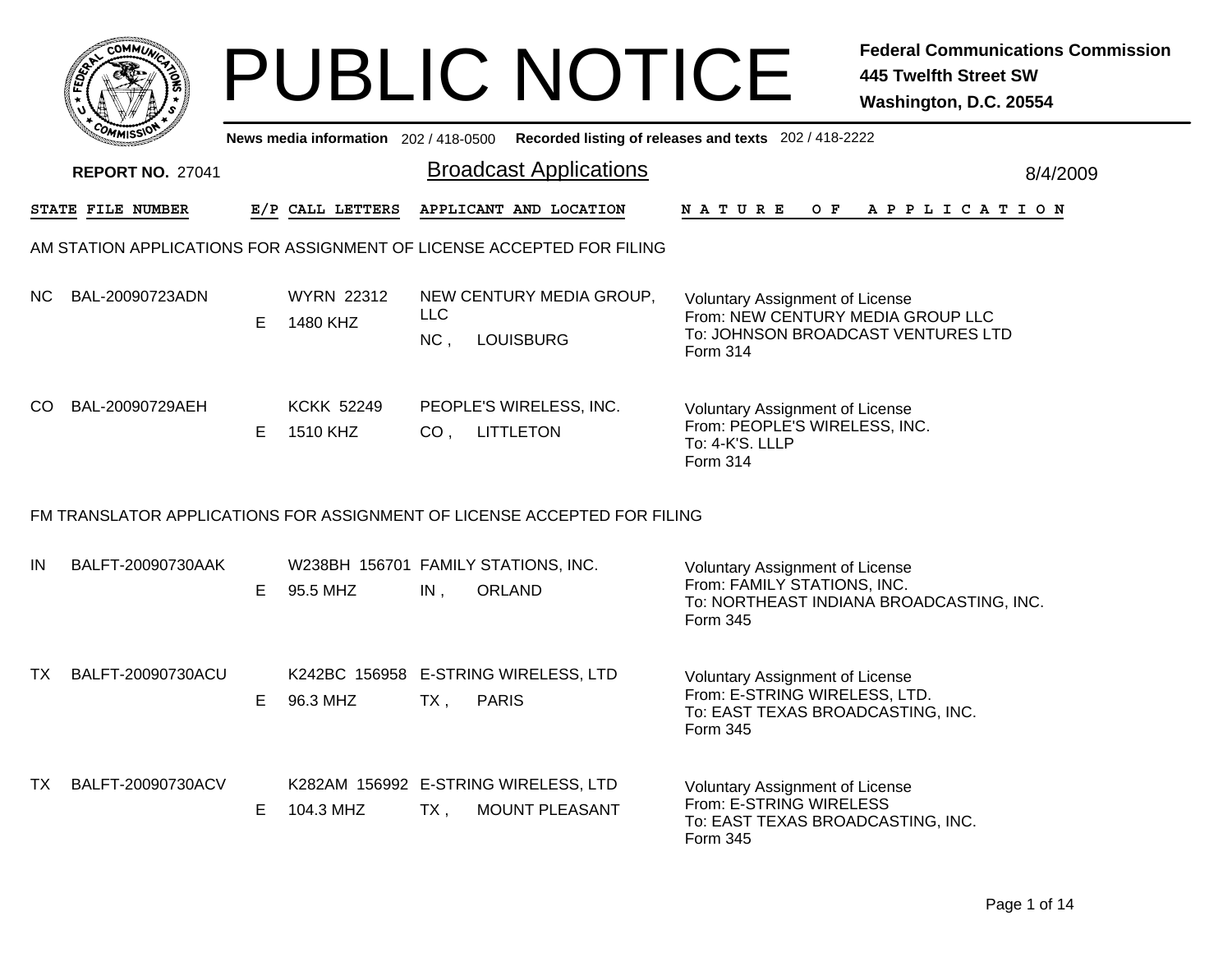# PUBLIC NOTICE

**Federal Communications Commission**
**445 Twelfth Street SW**
**Washington, D.C. 20554**

**News media information** 202 / 418-0500 **Recorded listing of releases and texts** 202 / 418-2222

**REPORT NO.** 27041

## Broadcast Applications

8/4/2009

| STATE | FILE NUMBER | E/P | CALL LETTERS | APPLICANT AND LOCATION | NATURE OF APPLICATION |
|---|---|---|---|---|---|

### AM STATION APPLICATIONS FOR ASSIGNMENT OF LICENSE ACCEPTED FOR FILING

| STATE | FILE NUMBER | E/P | CALL LETTERS | APPLICANT AND LOCATION | NATURE OF APPLICATION |
|---|---|---|---|---|---|
| NC | BAL-20090723ADN | E | WYRN 22312<br>1480 KHZ | NEW CENTURY MEDIA GROUP, LLC<br>NC , LOUISBURG | Voluntary Assignment of License<br>From: NEW CENTURY MEDIA GROUP LLC<br>To: JOHNSON BROADCAST VENTURES LTD<br>Form 314 |
| CO | BAL-20090729AEH | E | KCKK 52249<br>1510 KHZ | PEOPLE'S WIRELESS, INC.<br>CO , LITTLETON | Voluntary Assignment of License<br>From: PEOPLE'S WIRELESS, INC.<br>To: 4-K'S. LLLP<br>Form 314 |

### FM TRANSLATOR APPLICATIONS FOR ASSIGNMENT OF LICENSE ACCEPTED FOR FILING

| STATE | FILE NUMBER | E/P | CALL LETTERS | APPLICANT AND LOCATION | NATURE OF APPLICATION |
|---|---|---|---|---|---|
| IN | BALFT-20090730AAK | E | W238BH 156701<br>95.5 MHZ | FAMILY STATIONS, INC.<br>IN , ORLAND | Voluntary Assignment of License<br>From: FAMILY STATIONS, INC.<br>To: NORTHEAST INDIANA BROADCASTING, INC.<br>Form 345 |
| TX | BALFT-20090730ACU | E | K242BC 156958<br>96.3 MHZ | E-STRING WIRELESS, LTD<br>TX , PARIS | Voluntary Assignment of License<br>From: E-STRING WIRELESS, LTD.<br>To: EAST TEXAS BROADCASTING, INC.<br>Form 345 |
| TX | BALFT-20090730ACV | E | K282AM 156992<br>104.3 MHZ | E-STRING WIRELESS, LTD<br>TX , MOUNT PLEASANT | Voluntary Assignment of License<br>From: E-STRING WIRELESS<br>To: EAST TEXAS BROADCASTING, INC.<br>Form 345 |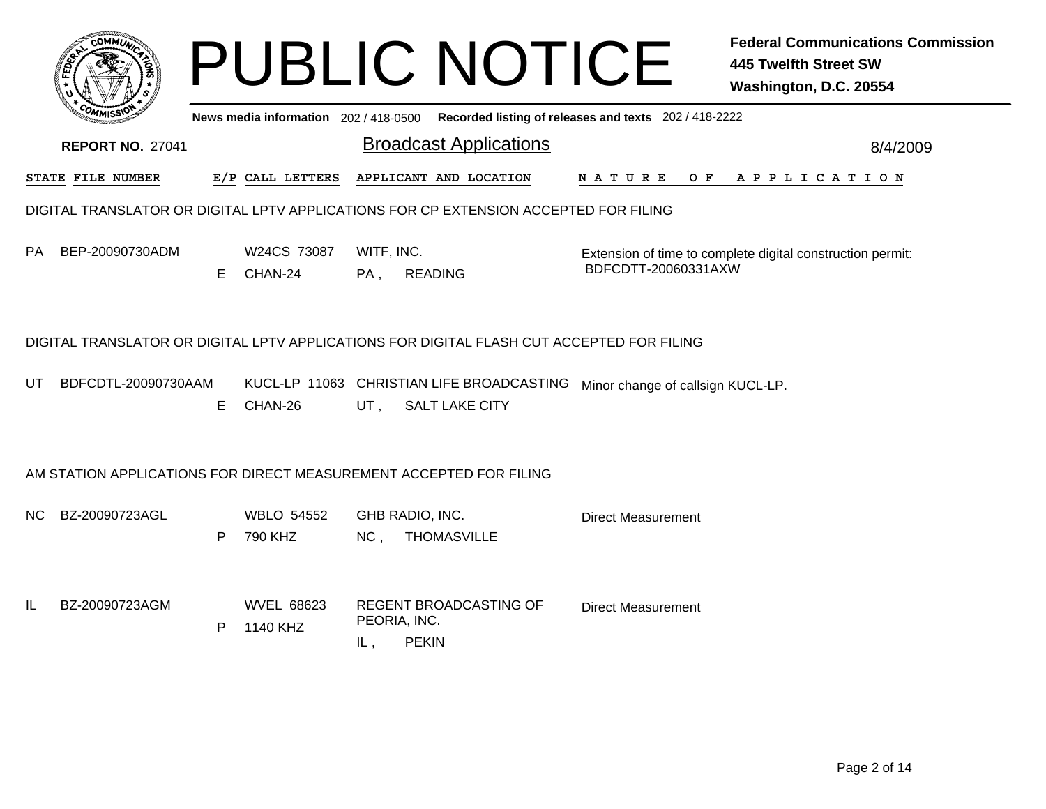# PUBLIC NOTICE

**Federal Communications Commission**
**445 Twelfth Street SW**
**Washington, D.C. 20554**

**News media information** 202 / 418-0500 **Recorded listing of releases and texts** 202 / 418-2222

**REPORT NO.** 27041

## Broadcast Applications

8/4/2009

| STATE | FILE NUMBER | E/P | CALL LETTERS | APPLICANT AND LOCATION | NATURE OF APPLICATION |
|---|---|---|---|---|---|

### DIGITAL TRANSLATOR OR DIGITAL LPTV APPLICATIONS FOR CP EXTENSION ACCEPTED FOR FILING

| STATE | FILE NUMBER | E/P | CALL LETTERS | APPLICANT AND LOCATION | NATURE OF APPLICATION |
|---|---|---|---|---|---|
| PA | BEP-20090730ADM | E | W24CS 73087 CHAN-24 | WITF, INC. PA , READING | Extension of time to complete digital construction permit: BDFCDTT-20060331AXW |

### DIGITAL TRANSLATOR OR DIGITAL LPTV APPLICATIONS FOR DIGITAL FLASH CUT ACCEPTED FOR FILING

| STATE | FILE NUMBER | E/P | CALL LETTERS | APPLICANT AND LOCATION | NATURE OF APPLICATION |
|---|---|---|---|---|---|
| UT | BDFCDTL-20090730AAM | E | KUCL-LP 11063 CHAN-26 | CHRISTIAN LIFE BROADCASTING UT , SALT LAKE CITY | Minor change of callsign KUCL-LP. |

### AM STATION APPLICATIONS FOR DIRECT MEASUREMENT ACCEPTED FOR FILING

| STATE | FILE NUMBER | E/P | CALL LETTERS | APPLICANT AND LOCATION | NATURE OF APPLICATION |
|---|---|---|---|---|---|
| NC | BZ-20090723AGL | P | WBLO 54552 790 KHZ | GHB RADIO, INC. NC , THOMASVILLE | Direct Measurement |
| IL | BZ-20090723AGM | P | WVEL 68623 1140 KHZ | REGENT BROADCASTING OF PEORIA, INC. IL , PEKIN | Direct Measurement |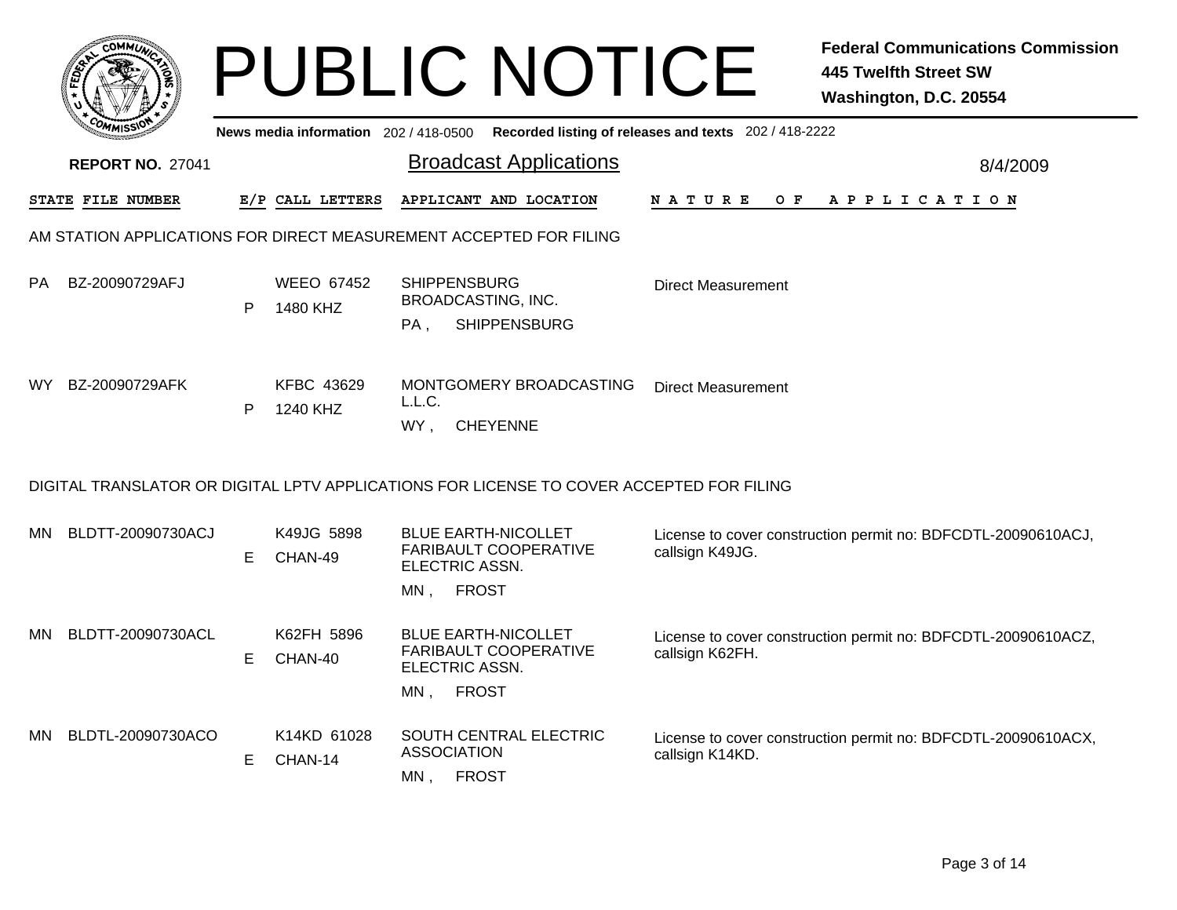# PUBLIC NOTICE

**Federal Communications Commission**
**445 Twelfth Street SW**
**Washington, D.C. 20554**

News media information 202 / 418-0500 Recorded listing of releases and texts 202 / 418-2222

**REPORT NO.** 27041

## Broadcast Applications

8/4/2009

| STATE | FILE NUMBER | E/P | CALL LETTERS | APPLICANT AND LOCATION | NATURE OF APPLICATION |
|---|---|---|---|---|---|

### AM STATION APPLICATIONS FOR DIRECT MEASUREMENT ACCEPTED FOR FILING

| STATE | FILE NUMBER | E/P | CALL LETTERS | APPLICANT AND LOCATION | NATURE OF APPLICATION |
|---|---|---|---|---|---|
| PA | BZ-20090729AFJ | P | WEEO 67452<br>1480 KHZ | SHIPPENSBURG BROADCASTING, INC.<br>PA , SHIPPENSBURG | Direct Measurement |
| WY | BZ-20090729AFK | P | KFBC 43629<br>1240 KHZ | MONTGOMERY BROADCASTING L.L.C.<br>WY , CHEYENNE | Direct Measurement |

### DIGITAL TRANSLATOR OR DIGITAL LPTV APPLICATIONS FOR LICENSE TO COVER ACCEPTED FOR FILING

| STATE | FILE NUMBER | E/P | CALL LETTERS | APPLICANT AND LOCATION | NATURE OF APPLICATION |
|---|---|---|---|---|---|
| MN | BLDTT-20090730ACJ | E | K49JG 5898<br>CHAN-49 | BLUE EARTH-NICOLLET FARIBAULT COOPERATIVE ELECTRIC ASSN.<br>MN , FROST | License to cover construction permit no: BDFCDTL-20090610ACJ, callsign K49JG. |
| MN | BLDTT-20090730ACL | E | K62FH 5896<br>CHAN-40 | BLUE EARTH-NICOLLET FARIBAULT COOPERATIVE ELECTRIC ASSN.<br>MN , FROST | License to cover construction permit no: BDFCDTL-20090610ACZ, callsign K62FH. |
| MN | BLDTL-20090730ACO | E | K14KD 61028<br>CHAN-14 | SOUTH CENTRAL ELECTRIC ASSOCIATION<br>MN , FROST | License to cover construction permit no: BDFCDTL-20090610ACX, callsign K14KD. |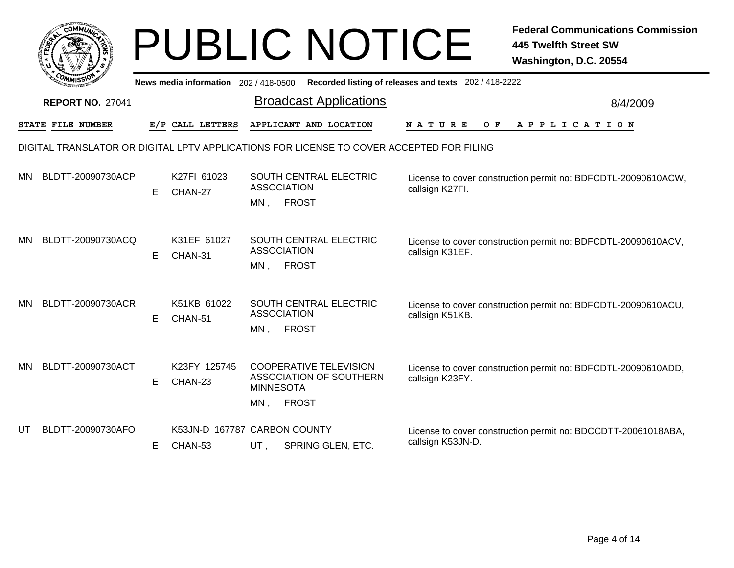# PUBLIC NOTICE

**Federal Communications Commission**
**445 Twelfth Street SW**
**Washington, D.C. 20554**

News media information 202 / 418-0500 Recorded listing of releases and texts 202 / 418-2222

**REPORT NO.** 27041

## Broadcast Applications

8/4/2009

DIGITAL TRANSLATOR OR DIGITAL LPTV APPLICATIONS FOR LICENSE TO COVER ACCEPTED FOR FILING

| STATE | FILE NUMBER | E/P | CALL LETTERS | APPLICANT AND LOCATION | NATURE OF APPLICATION |
|---|---|---|---|---|---|
| MN | BLDTT-20090730ACP | E | K27FI 61023 CHAN-27 | SOUTH CENTRAL ELECTRIC ASSOCIATION MN , FROST | License to cover construction permit no: BDFCDTL-20090610ACW, callsign K27FI. |
| MN | BLDTT-20090730ACQ | E | K31EF 61027 CHAN-31 | SOUTH CENTRAL ELECTRIC ASSOCIATION MN , FROST | License to cover construction permit no: BDFCDTL-20090610ACV, callsign K31EF. |
| MN | BLDTT-20090730ACR | E | K51KB 61022 CHAN-51 | SOUTH CENTRAL ELECTRIC ASSOCIATION MN , FROST | License to cover construction permit no: BDFCDTL-20090610ACU, callsign K51KB. |
| MN | BLDTT-20090730ACT | E | K23FY 125745 CHAN-23 | COOPERATIVE TELEVISION ASSOCIATION OF SOUTHERN MINNESOTA MN , FROST | License to cover construction permit no: BDFCDTL-20090610ADD, callsign K23FY. |
| UT | BLDTT-20090730AFO | E | K53JN-D 167787 CHAN-53 | CARBON COUNTY UT , SPRING GLEN, ETC. | License to cover construction permit no: BDCCDTT-20061018ABA, callsign K53JN-D. |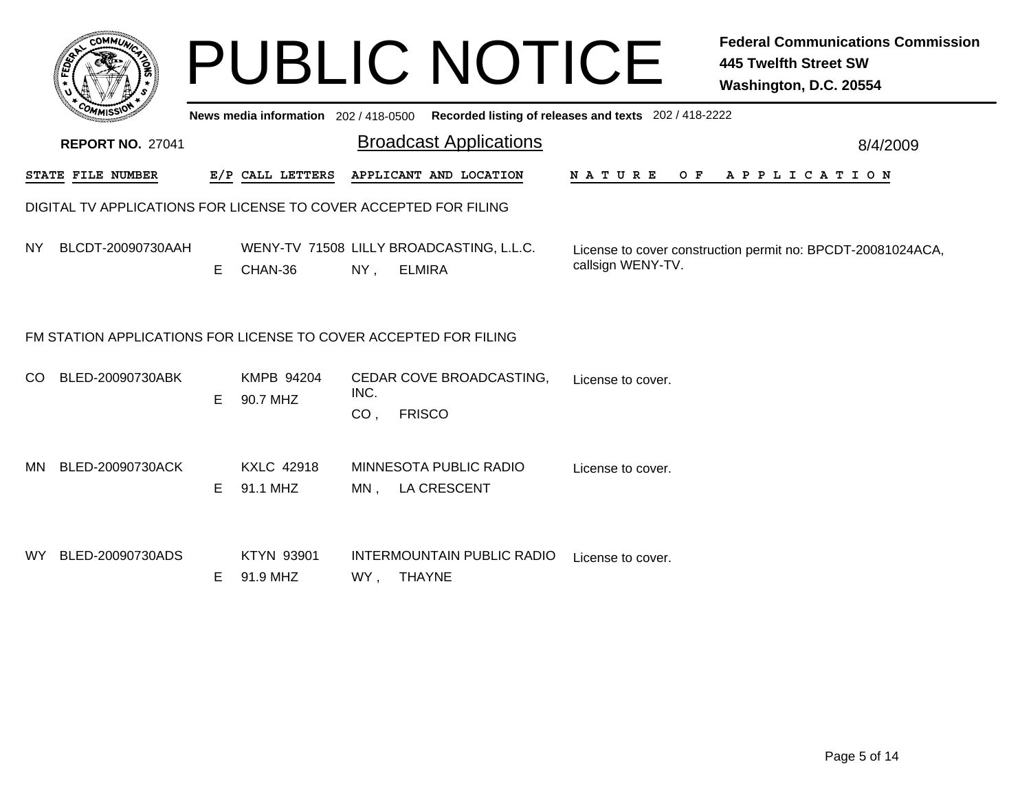# PUBLIC NOTICE

**Federal Communications Commission**
**445 Twelfth Street SW**
**Washington, D.C. 20554**

**News media information** 202 / 418-0500 **Recorded listing of releases and texts** 202 / 418-2222

**REPORT NO.** 27041

## Broadcast Applications

8/4/2009

### DIGITAL TV APPLICATIONS FOR LICENSE TO COVER ACCEPTED FOR FILING

| STATE | FILE NUMBER | E/P | CALL LETTERS | APPLICANT AND LOCATION | NATURE OF APPLICATION |
|---|---|---|---|---|---|
| NY | BLCDT-20090730AAH | E | WENY-TV 71508 CHAN-36 | LILLY BROADCASTING, L.L.C. NY , ELMIRA | License to cover construction permit no: BPCDT-20081024ACA, callsign WENY-TV. |

### FM STATION APPLICATIONS FOR LICENSE TO COVER ACCEPTED FOR FILING

| STATE | FILE NUMBER | E/P | CALL LETTERS | APPLICANT AND LOCATION | NATURE OF APPLICATION |
|---|---|---|---|---|---|
| CO | BLED-20090730ABK | E | KMPB 94204 90.7 MHZ | CEDAR COVE BROADCASTING, INC. CO , FRISCO | License to cover. |
| MN | BLED-20090730ACK | E | KXLC 42918 91.1 MHZ | MINNESOTA PUBLIC RADIO MN , LA CRESCENT | License to cover. |
| WY | BLED-20090730ADS | E | KTYN 93901 91.9 MHZ | INTERMOUNTAIN PUBLIC RADIO WY , THAYNE | License to cover. |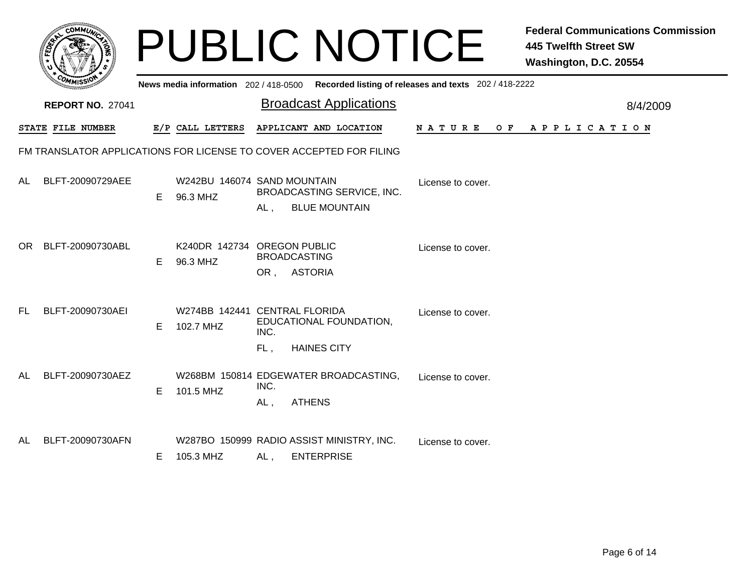# PUBLIC NOTICE

**Federal Communications Commission**
**445 Twelfth Street SW**
**Washington, D.C. 20554**

News media information 202 / 418-0500 Recorded listing of releases and texts 202 / 418-2222

**REPORT NO.** 27041

## Broadcast Applications

8/4/2009

FM TRANSLATOR APPLICATIONS FOR LICENSE TO COVER ACCEPTED FOR FILING

| STATE | FILE NUMBER | E/P | CALL LETTERS | APPLICANT AND LOCATION | NATURE OF APPLICATION |
|---|---|---|---|---|---|
| AL | BLFT-20090729AEE | E | W242BU 146074 96.3 MHZ | SAND MOUNTAIN BROADCASTING SERVICE, INC. AL , BLUE MOUNTAIN | License to cover. |
| OR | BLFT-20090730ABL | E | K240DR 142734 96.3 MHZ | OREGON PUBLIC BROADCASTING OR , ASTORIA | License to cover. |
| FL | BLFT-20090730AEI | E | W274BB 142441 102.7 MHZ | CENTRAL FLORIDA EDUCATIONAL FOUNDATION, INC. FL , HAINES CITY | License to cover. |
| AL | BLFT-20090730AEZ | E | W268BM 150814 101.5 MHZ | EDGEWATER BROADCASTING, INC. AL , ATHENS | License to cover. |
| AL | BLFT-20090730AFN | E | W287BO 150999 105.3 MHZ | RADIO ASSIST MINISTRY, INC. AL , ENTERPRISE | License to cover. |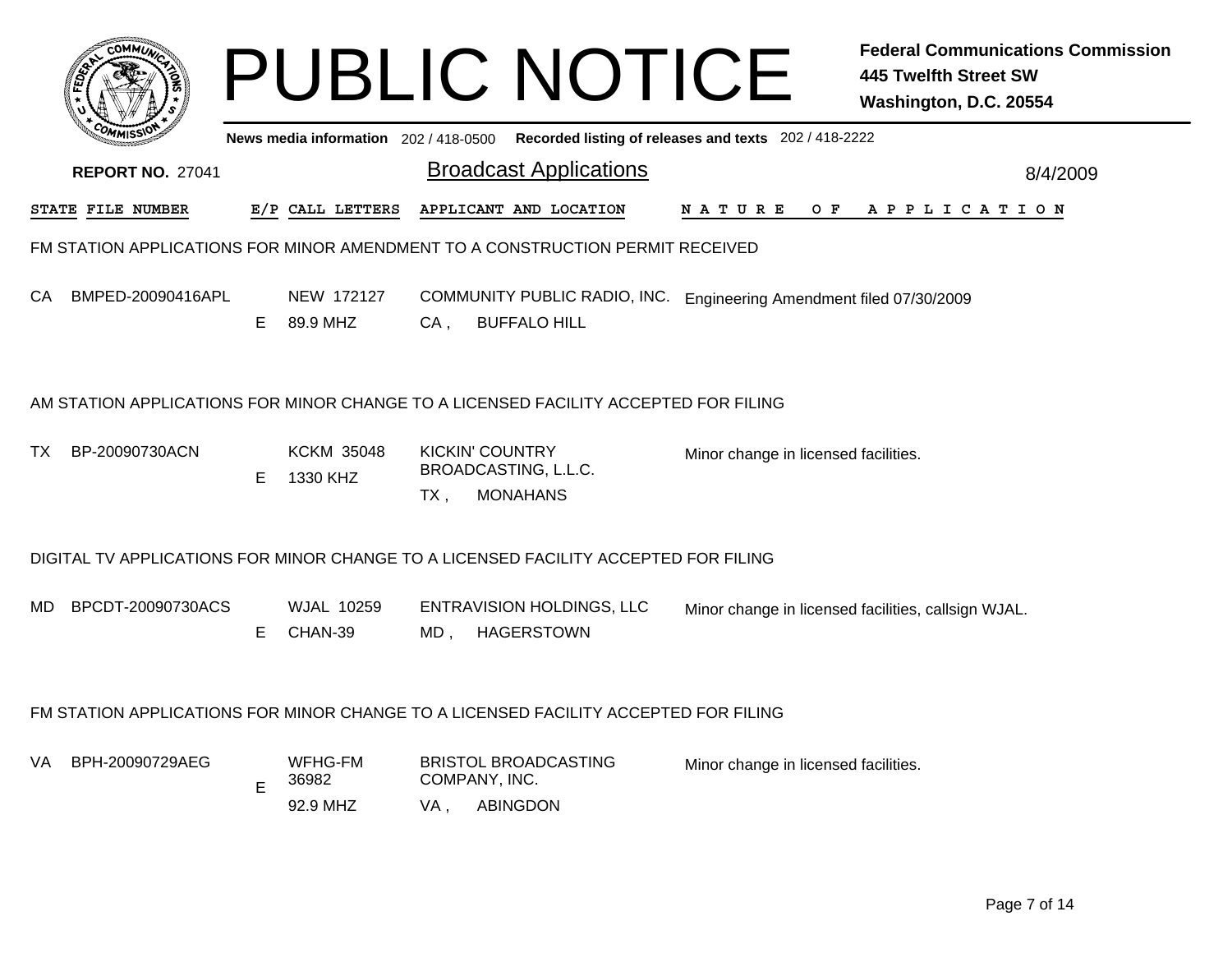# PUBLIC NOTICE

**Federal Communications Commission**
**445 Twelfth Street SW**
**Washington, D.C. 20554**

News media information 202 / 418-0500 Recorded listing of releases and texts 202 / 418-2222

**REPORT NO.** 27041

## Broadcast Applications

8/4/2009

| STATE | FILE NUMBER | E/P | CALL LETTERS | APPLICANT AND LOCATION | NATURE OF APPLICATION |
|---|---|---|---|---|---|

### FM STATION APPLICATIONS FOR MINOR AMENDMENT TO A CONSTRUCTION PERMIT RECEIVED

| STATE | FILE NUMBER | E/P | CALL LETTERS | APPLICANT AND LOCATION | NATURE OF APPLICATION |
|---|---|---|---|---|---|
| CA | BMPED-20090416APL | E | NEW 172127<br>89.9 MHZ | COMMUNITY PUBLIC RADIO, INC.<br>CA , BUFFALO HILL | Engineering Amendment filed 07/30/2009 |

### AM STATION APPLICATIONS FOR MINOR CHANGE TO A LICENSED FACILITY ACCEPTED FOR FILING

| STATE | FILE NUMBER | E/P | CALL LETTERS | APPLICANT AND LOCATION | NATURE OF APPLICATION |
|---|---|---|---|---|---|
| TX | BP-20090730ACN | E | KCKM 35048<br>1330 KHZ | KICKIN' COUNTRY BROADCASTING, L.L.C.<br>TX , MONAHANS | Minor change in licensed facilities. |

### DIGITAL TV APPLICATIONS FOR MINOR CHANGE TO A LICENSED FACILITY ACCEPTED FOR FILING

| STATE | FILE NUMBER | E/P | CALL LETTERS | APPLICANT AND LOCATION | NATURE OF APPLICATION |
|---|---|---|---|---|---|
| MD | BPCDT-20090730ACS | E | WJAL 10259<br>CHAN-39 | ENTRAVISION HOLDINGS, LLC<br>MD , HAGERSTOWN | Minor change in licensed facilities, callsign WJAL. |

### FM STATION APPLICATIONS FOR MINOR CHANGE TO A LICENSED FACILITY ACCEPTED FOR FILING

| STATE | FILE NUMBER | E/P | CALL LETTERS | APPLICANT AND LOCATION | NATURE OF APPLICATION |
|---|---|---|---|---|---|
| VA | BPH-20090729AEG | E | WFHG-FM 36982<br>92.9 MHZ | BRISTOL BROADCASTING COMPANY, INC.<br>VA , ABINGDON | Minor change in licensed facilities. |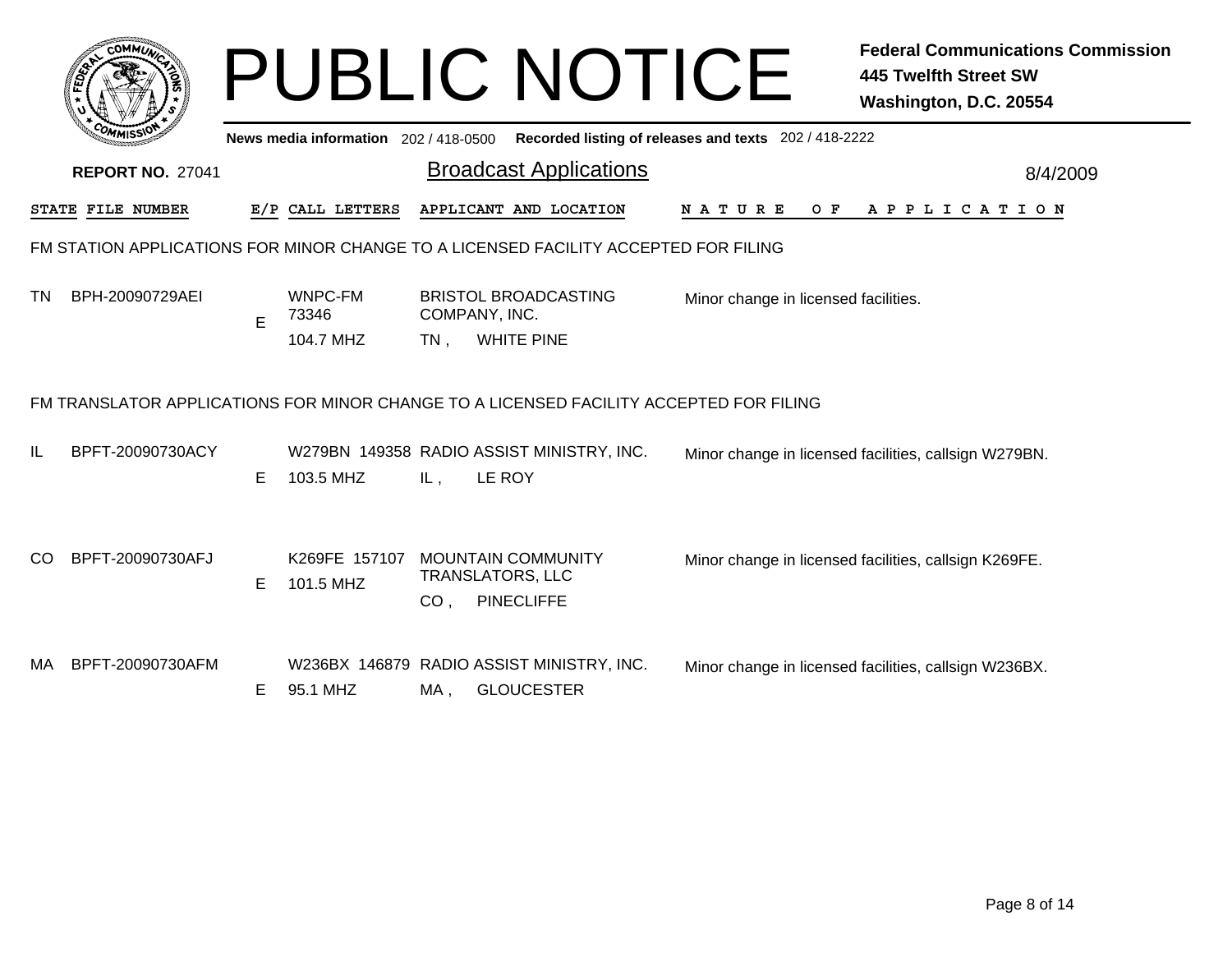# PUBLIC NOTICE

**Federal Communications Commission**
**445 Twelfth Street SW**
**Washington, D.C. 20554**

News media information 202 / 418-0500 Recorded listing of releases and texts 202 / 418-2222

**REPORT NO.** 27041

## Broadcast Applications

8/4/2009

### FM STATION APPLICATIONS FOR MINOR CHANGE TO A LICENSED FACILITY ACCEPTED FOR FILING

| STATE | FILE NUMBER | E/P | CALL LETTERS | APPLICANT AND LOCATION | NATURE OF APPLICATION |
|---|---|---|---|---|---|
| TN | BPH-20090729AEI | E | WNPC-FM 73346 104.7 MHZ | BRISTOL BROADCASTING COMPANY, INC. TN , WHITE PINE | Minor change in licensed facilities. |

### FM TRANSLATOR APPLICATIONS FOR MINOR CHANGE TO A LICENSED FACILITY ACCEPTED FOR FILING

| STATE | FILE NUMBER | E/P | CALL LETTERS | APPLICANT AND LOCATION | NATURE OF APPLICATION |
|---|---|---|---|---|---|
| IL | BPFT-20090730ACY | E | W279BN 149358 103.5 MHZ | RADIO ASSIST MINISTRY, INC. IL , LE ROY | Minor change in licensed facilities, callsign W279BN. |
| CO | BPFT-20090730AFJ | E | K269FE 157107 101.5 MHZ | MOUNTAIN COMMUNITY TRANSLATORS, LLC CO , PINECLIFFE | Minor change in licensed facilities, callsign K269FE. |
| MA | BPFT-20090730AFM | E | W236BX 146879 95.1 MHZ | RADIO ASSIST MINISTRY, INC. MA , GLOUCESTER | Minor change in licensed facilities, callsign W236BX. |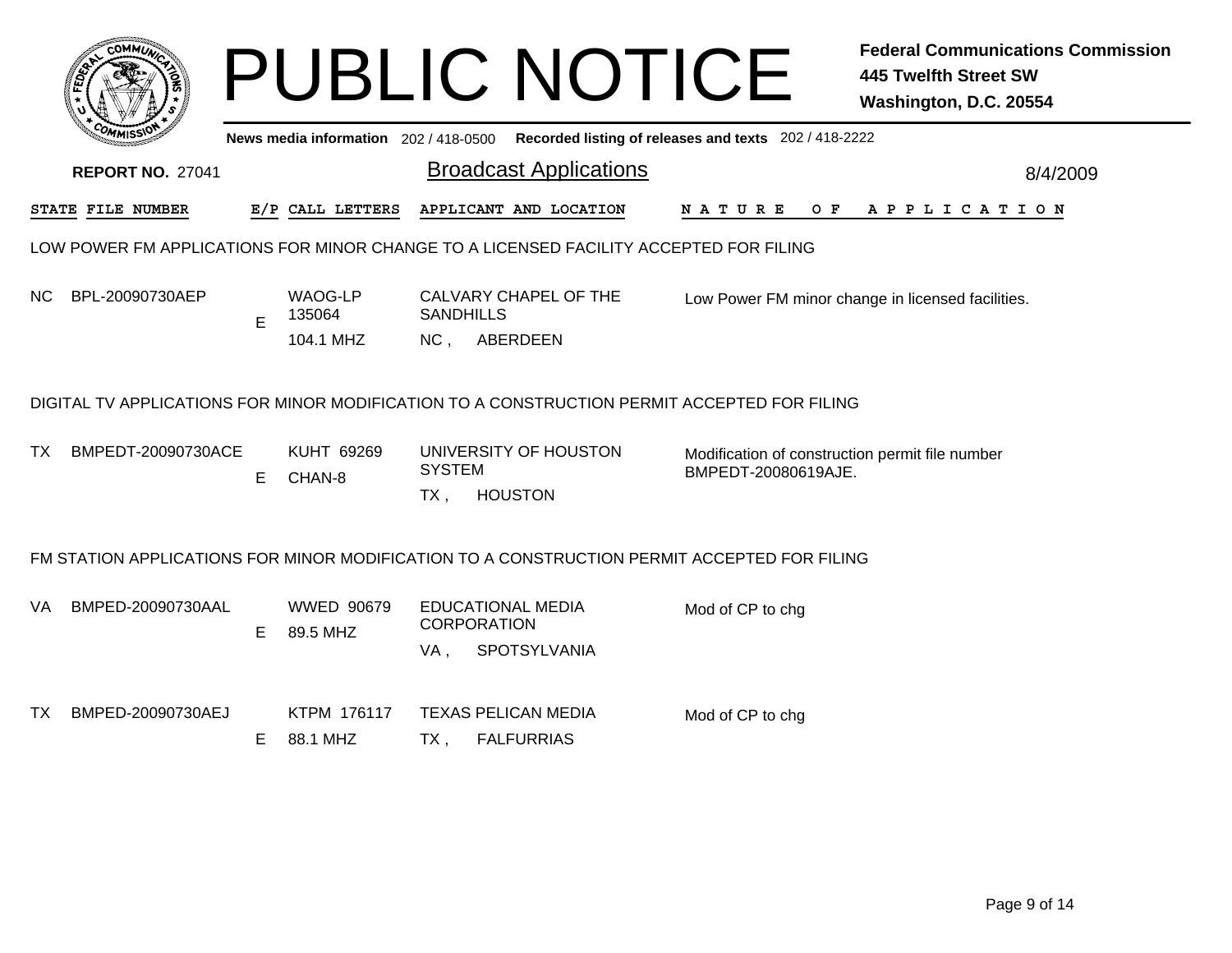# PUBLIC NOTICE

**Federal Communications Commission**
**445 Twelfth Street SW**
**Washington, D.C. 20554**

**News media information** 202 / 418-0500 **Recorded listing of releases and texts** 202 / 418-2222

**REPORT NO.** 27041

## Broadcast Applications

8/4/2009

| STATE | FILE NUMBER | E/P | CALL LETTERS | APPLICANT AND LOCATION | NATURE OF APPLICATION |
|---|---|---|---|---|---|

### LOW POWER FM APPLICATIONS FOR MINOR CHANGE TO A LICENSED FACILITY ACCEPTED FOR FILING

| STATE | FILE NUMBER | E/P | CALL LETTERS | APPLICANT AND LOCATION | NATURE OF APPLICATION |
|---|---|---|---|---|---|
| NC | BPL-20090730AEP | E | WAOG-LP 135064 104.1 MHZ | CALVARY CHAPEL OF THE SANDHILLS NC , ABERDEEN | Low Power FM minor change in licensed facilities. |

### DIGITAL TV APPLICATIONS FOR MINOR MODIFICATION TO A CONSTRUCTION PERMIT ACCEPTED FOR FILING

| STATE | FILE NUMBER | E/P | CALL LETTERS | APPLICANT AND LOCATION | NATURE OF APPLICATION |
|---|---|---|---|---|---|
| TX | BMPEDT-20090730ACE | E | KUHT 69269 CHAN-8 | UNIVERSITY OF HOUSTON SYSTEM TX , HOUSTON | Modification of construction permit file number BMPEDT-20080619AJE. |

### FM STATION APPLICATIONS FOR MINOR MODIFICATION TO A CONSTRUCTION PERMIT ACCEPTED FOR FILING

| STATE | FILE NUMBER | E/P | CALL LETTERS | APPLICANT AND LOCATION | NATURE OF APPLICATION |
|---|---|---|---|---|---|
| VA | BMPED-20090730AAL | E | WWED 90679 89.5 MHZ | EDUCATIONAL MEDIA CORPORATION VA , SPOTSYLVANIA | Mod of CP to chg |
| TX | BMPED-20090730AEJ | E | KTPM 176117 88.1 MHZ | TEXAS PELICAN MEDIA TX , FALFURRIAS | Mod of CP to chg |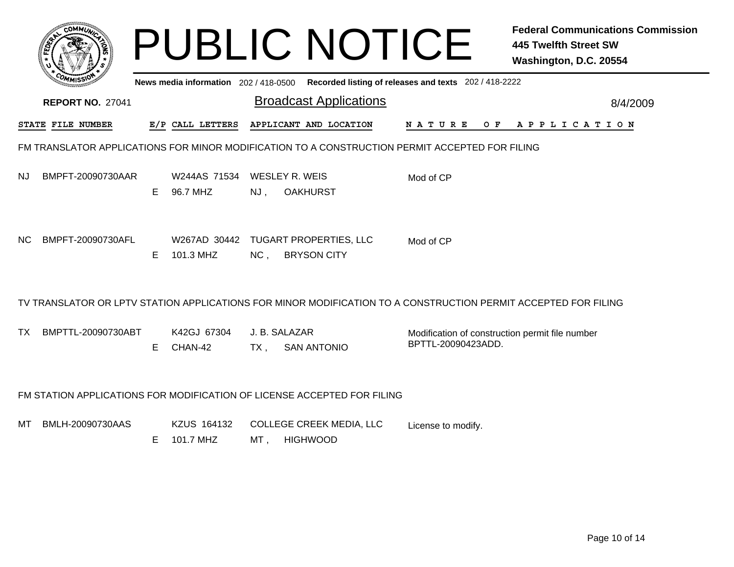# PUBLIC NOTICE

**Federal Communications Commission**
**445 Twelfth Street SW**
**Washington, D.C. 20554**

**News media information** 202 / 418-0500 **Recorded listing of releases and texts** 202 / 418-2222

**REPORT NO.** 27041

## Broadcast Applications

8/4/2009

| STATE | FILE NUMBER | E/P | CALL LETTERS | APPLICANT AND LOCATION | NATURE OF APPLICATION |
|---|---|---|---|---|---|

### FM TRANSLATOR APPLICATIONS FOR MINOR MODIFICATION TO A CONSTRUCTION PERMIT ACCEPTED FOR FILING

| STATE | FILE NUMBER | E/P | CALL LETTERS | APPLICANT AND LOCATION | NATURE OF APPLICATION |
|---|---|---|---|---|---|
| NJ | BMPFT-20090730AAR | E | W244AS 71534<br>96.7 MHZ | WESLEY R. WEIS<br>NJ , OAKHURST | Mod of CP |
| NC | BMPFT-20090730AFL | E | W267AD 30442<br>101.3 MHZ | TUGART PROPERTIES, LLC<br>NC , BRYSON CITY | Mod of CP |

### TV TRANSLATOR OR LPTV STATION APPLICATIONS FOR MINOR MODIFICATION TO A CONSTRUCTION PERMIT ACCEPTED FOR FILING

| STATE | FILE NUMBER | E/P | CALL LETTERS | APPLICANT AND LOCATION | NATURE OF APPLICATION |
|---|---|---|---|---|---|
| TX | BMPTTL-20090730ABT | E | K42GJ 67304<br>CHAN-42 | J. B. SALAZAR<br>TX , SAN ANTONIO | Modification of construction permit file number BPTTL-20090423ADD. |

### FM STATION APPLICATIONS FOR MODIFICATION OF LICENSE ACCEPTED FOR FILING

| STATE | FILE NUMBER | E/P | CALL LETTERS | APPLICANT AND LOCATION | NATURE OF APPLICATION |
|---|---|---|---|---|---|
| MT | BMLH-20090730AAS | E | KZUS 164132<br>101.7 MHZ | COLLEGE CREEK MEDIA, LLC<br>MT , HIGHWOOD | License to modify. |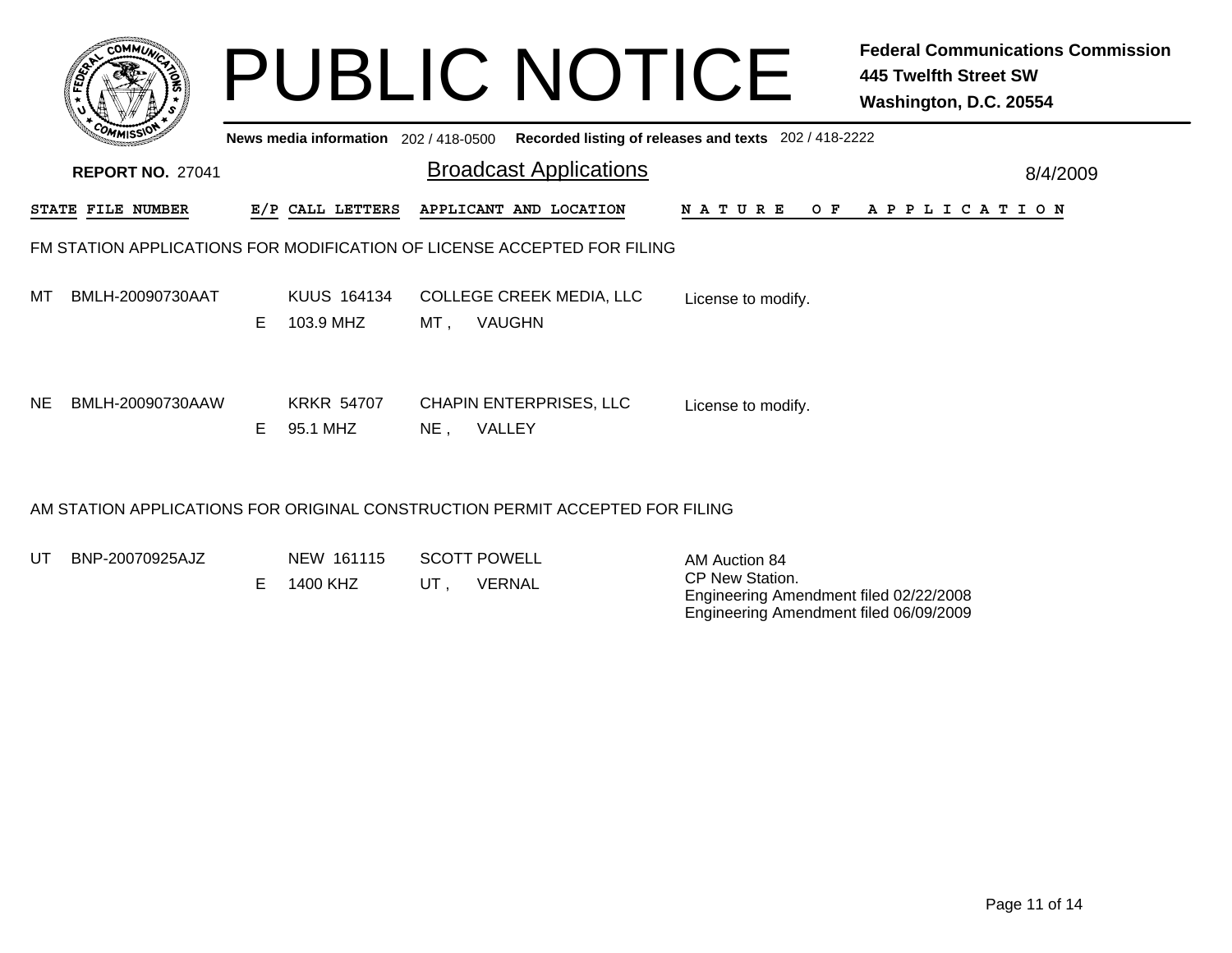# PUBLIC NOTICE

**Federal Communications Commission**
**445 Twelfth Street SW**
**Washington, D.C. 20554**

News media information 202 / 418-0500 Recorded listing of releases and texts 202 / 418-2222

**REPORT NO.** 27041

## Broadcast Applications

8/4/2009

| STATE | FILE NUMBER | E/P | CALL LETTERS | APPLICANT AND LOCATION | NATURE OF APPLICATION |
|---|---|---|---|---|---|

### FM STATION APPLICATIONS FOR MODIFICATION OF LICENSE ACCEPTED FOR FILING

| STATE | FILE NUMBER | E/P | CALL LETTERS | APPLICANT AND LOCATION | NATURE OF APPLICATION |
|---|---|---|---|---|---|
| MT | BMLH-20090730AAT | E | KUUS 164134<br>103.9 MHZ | COLLEGE CREEK MEDIA, LLC<br>MT , VAUGHN | License to modify. |
| NE | BMLH-20090730AAW | E | KRKR 54707<br>95.1 MHZ | CHAPIN ENTERPRISES, LLC<br>NE , VALLEY | License to modify. |

### AM STATION APPLICATIONS FOR ORIGINAL CONSTRUCTION PERMIT ACCEPTED FOR FILING

| STATE | FILE NUMBER | E/P | CALL LETTERS | APPLICANT AND LOCATION | NATURE OF APPLICATION |
|---|---|---|---|---|---|
| UT | BNP-20070925AJZ | E | NEW 161115<br>1400 KHZ | SCOTT POWELL<br>UT , VERNAL | AM Auction 84<br>CP New Station.<br>Engineering Amendment filed 02/22/2008<br>Engineering Amendment filed 06/09/2009 |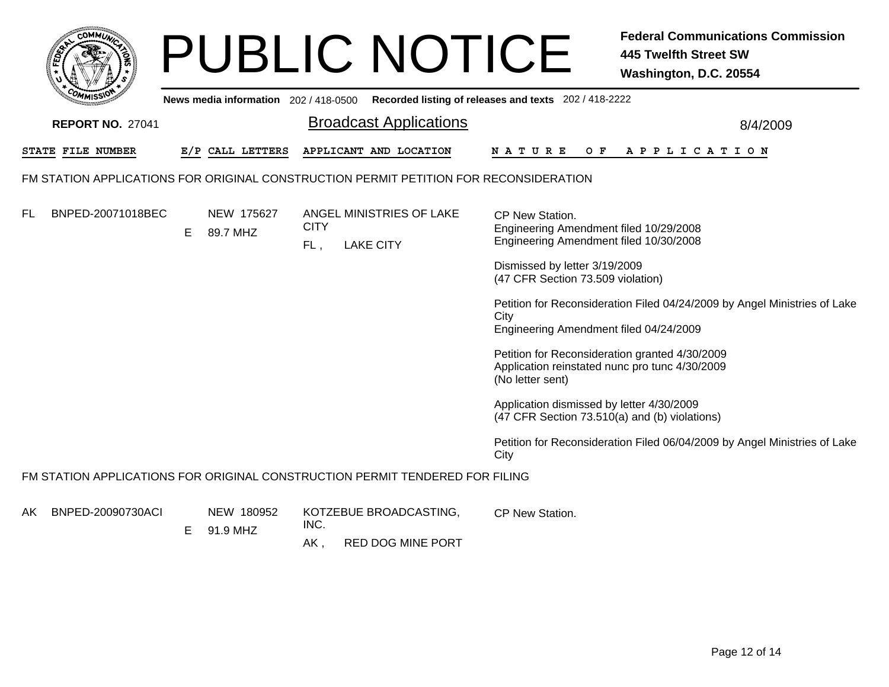# PUBLIC NOTICE

**Federal Communications Commission**
**445 Twelfth Street SW**
**Washington, D.C. 20554**

News media information 202 / 418-0500 Recorded listing of releases and texts 202 / 418-2222

**REPORT NO.** 27041

## Broadcast Applications

8/4/2009

| STATE | FILE NUMBER | E/P | CALL LETTERS | APPLICANT AND LOCATION | NATURE OF APPLICATION |
|---|---|---|---|---|---|

### FM STATION APPLICATIONS FOR ORIGINAL CONSTRUCTION PERMIT PETITION FOR RECONSIDERATION

| STATE | FILE NUMBER | E/P | CALL LETTERS | APPLICANT AND LOCATION | NATURE OF APPLICATION |
|---|---|---|---|---|---|
| FL | BNPED-20071018BEC | E | NEW 175627<br>89.7 MHZ | ANGEL MINISTRIES OF LAKE CITY<br>FL , LAKE CITY | CP New Station.<br>Engineering Amendment filed 10/29/2008<br>Engineering Amendment filed 10/30/2008<br><br>Dismissed by letter 3/19/2009<br>(47 CFR Section 73.509 violation)<br><br>Petition for Reconsideration Filed 04/24/2009 by Angel Ministries of Lake City<br>Engineering Amendment filed 04/24/2009<br><br>Petition for Reconsideration granted 4/30/2009<br>Application reinstated nunc pro tunc 4/30/2009<br>(No letter sent)<br><br>Application dismissed by letter 4/30/2009<br>(47 CFR Section 73.510(a) and (b) violations)<br><br>Petition for Reconsideration Filed 06/04/2009 by Angel Ministries of Lake City |

### FM STATION APPLICATIONS FOR ORIGINAL CONSTRUCTION PERMIT TENDERED FOR FILING

| STATE | FILE NUMBER | E/P | CALL LETTERS | APPLICANT AND LOCATION | NATURE OF APPLICATION |
|---|---|---|---|---|---|
| AK | BNPED-20090730ACI | E | NEW 180952<br>91.9 MHZ | KOTZEBUE BROADCASTING, INC.<br>AK , RED DOG MINE PORT | CP New Station. |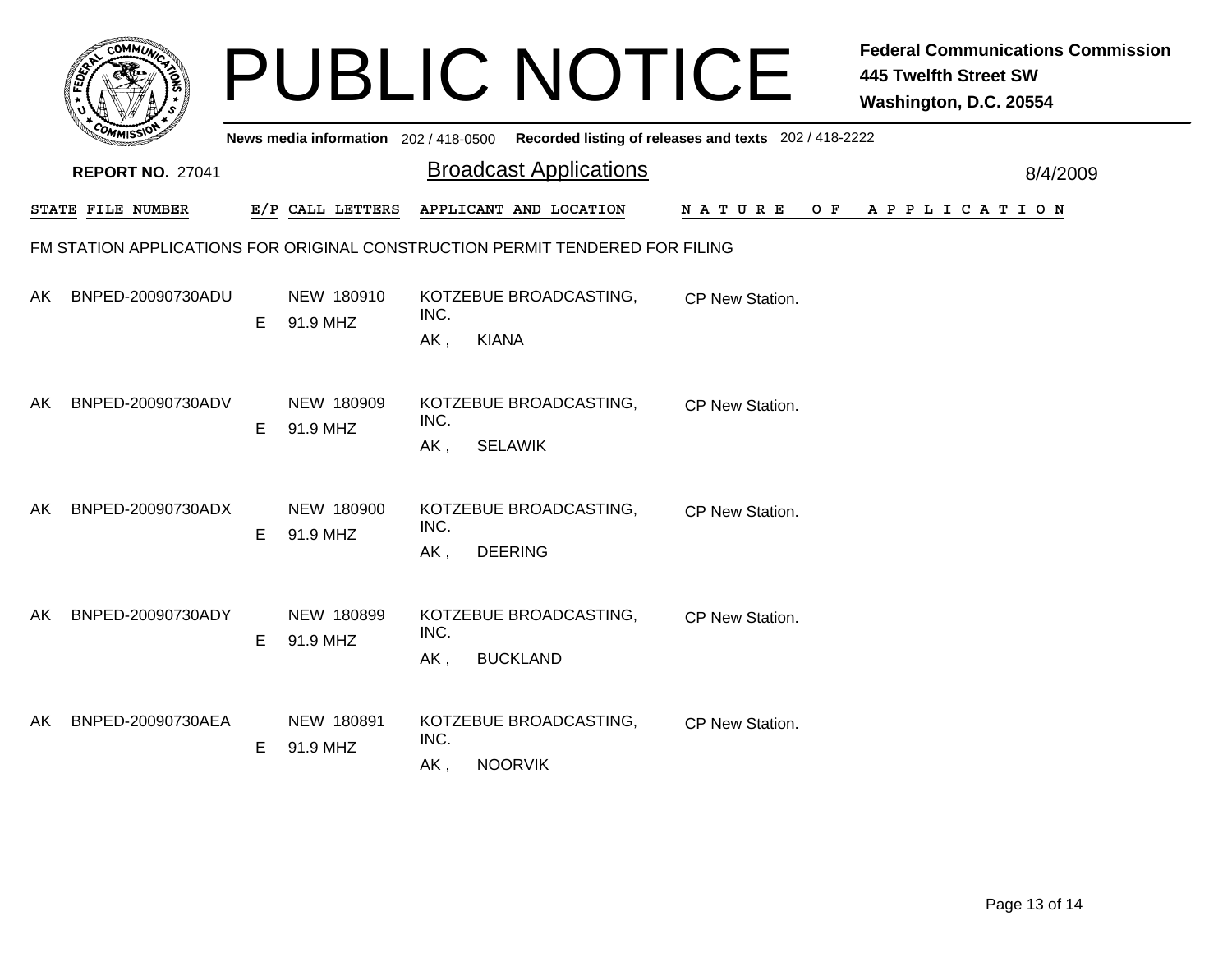# PUBLIC NOTICE

**Federal Communications Commission**
**445 Twelfth Street SW**
**Washington, D.C. 20554**

**News media information** 202 / 418-0500 **Recorded listing of releases and texts** 202 / 418-2222

**REPORT NO.** 27041

## Broadcast Applications

8/4/2009

FM STATION APPLICATIONS FOR ORIGINAL CONSTRUCTION PERMIT TENDERED FOR FILING

| STATE | FILE NUMBER | E/P | CALL LETTERS | APPLICANT AND LOCATION | NATURE OF APPLICATION |
|---|---|---|---|---|---|
| AK | BNPED-20090730ADU | E | NEW 180910 91.9 MHZ | KOTZEBUE BROADCASTING, INC. AK , KIANA | CP New Station. |
| AK | BNPED-20090730ADV | E | NEW 180909 91.9 MHZ | KOTZEBUE BROADCASTING, INC. AK , SELAWIK | CP New Station. |
| AK | BNPED-20090730ADX | E | NEW 180900 91.9 MHZ | KOTZEBUE BROADCASTING, INC. AK , DEERING | CP New Station. |
| AK | BNPED-20090730ADY | E | NEW 180899 91.9 MHZ | KOTZEBUE BROADCASTING, INC. AK , BUCKLAND | CP New Station. |
| AK | BNPED-20090730AEA | E | NEW 180891 91.9 MHZ | KOTZEBUE BROADCASTING, INC. AK , NOORVIK | CP New Station. |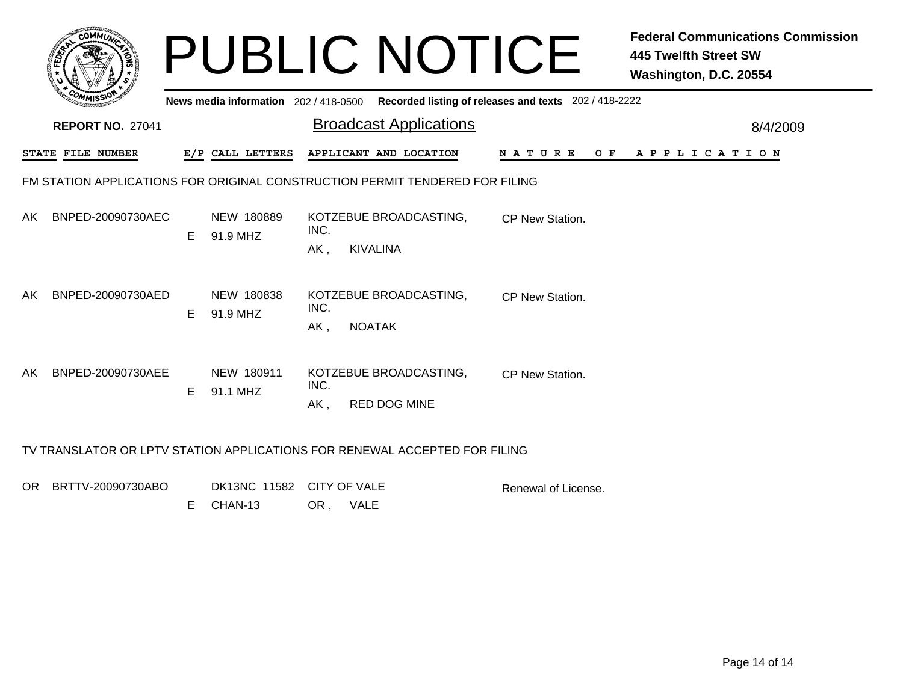# PUBLIC NOTICE

**Federal Communications Commission**
**445 Twelfth Street SW**
**Washington, D.C. 20554**

**News media information** 202 / 418-0500 **Recorded listing of releases and texts** 202 / 418-2222

**REPORT NO.** 27041

## Broadcast Applications

8/4/2009

| STATE | FILE NUMBER | E/P | CALL LETTERS | APPLICANT AND LOCATION | NATURE OF APPLICATION |
|---|---|---|---|---|---|

### FM STATION APPLICATIONS FOR ORIGINAL CONSTRUCTION PERMIT TENDERED FOR FILING

| STATE | FILE NUMBER | E/P | CALL LETTERS | APPLICANT AND LOCATION | NATURE OF APPLICATION |
|---|---|---|---|---|---|
| AK | BNPED-20090730AEC | E | NEW 180889<br>91.9 MHZ | KOTZEBUE BROADCASTING, INC.<br>AK , KIVALINA | CP New Station. |
| AK | BNPED-20090730AED | E | NEW 180838<br>91.9 MHZ | KOTZEBUE BROADCASTING, INC.<br>AK , NOATAK | CP New Station. |
| AK | BNPED-20090730AEE | E | NEW 180911<br>91.1 MHZ | KOTZEBUE BROADCASTING, INC.<br>AK , RED DOG MINE | CP New Station. |

### TV TRANSLATOR OR LPTV STATION APPLICATIONS FOR RENEWAL ACCEPTED FOR FILING

| STATE | FILE NUMBER | E/P | CALL LETTERS | APPLICANT AND LOCATION | NATURE OF APPLICATION |
|---|---|---|---|---|---|
| OR | BRTTV-20090730ABO | E | DK13NC 11582<br>CHAN-13 | CITY OF VALE<br>OR , VALE | Renewal of License. |